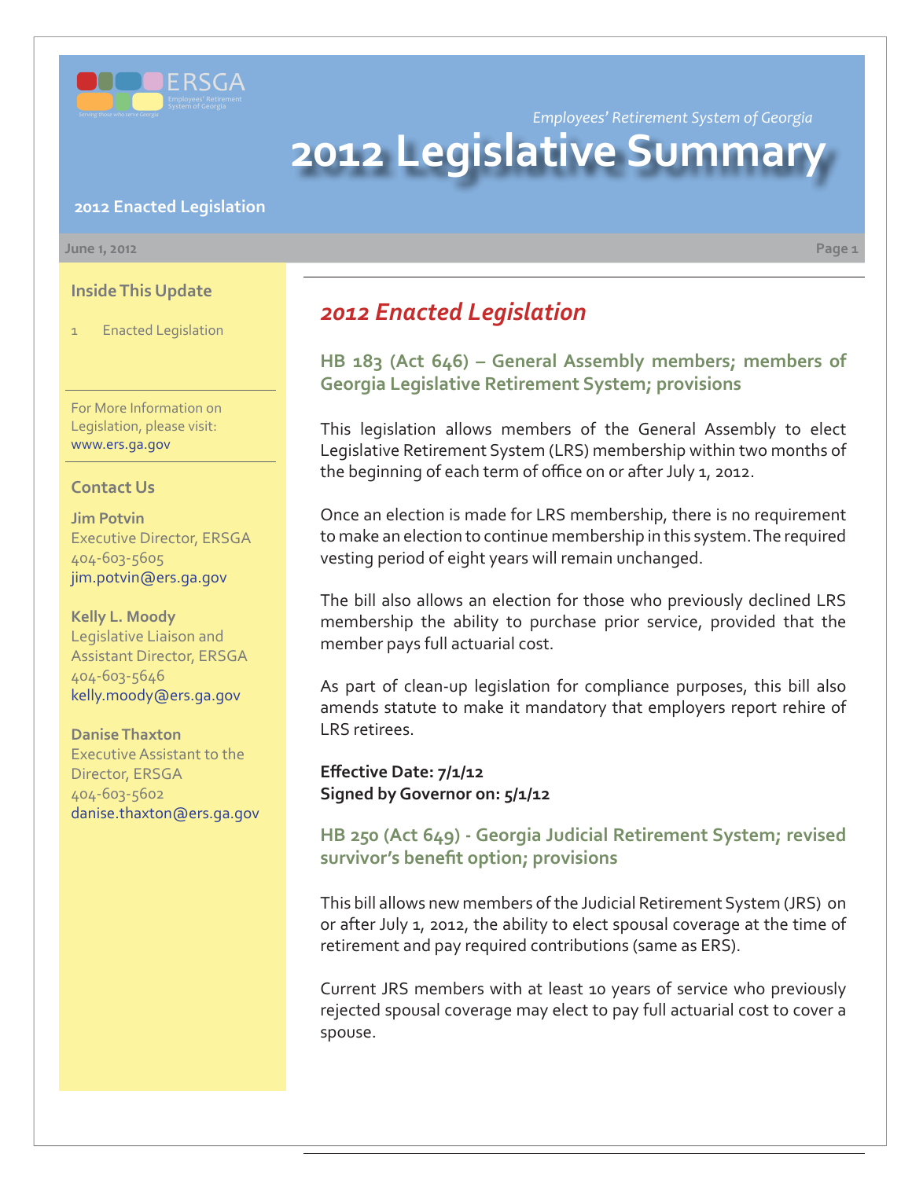Employees' Retirement System of Georgia

# 2012 Legislative Summary

**2012 Enacted Legislation**

June 1, 2012

## Inside This Update

1 Enacted Legislation

For More Information on Legislation, please visit: www.ers.ga.gov

## Contact Us

**Jim Potvin**
Executive Director, ERSGA
404-603-5605
jim.potvin@ers.ga.gov

**Kelly L. Moody**
Legislative Liaison and Assistant Director, ERSGA
404-603-5646
kelly.moody@ers.ga.gov

**Danise Thaxton**
Executive Assistant to the Director, ERSGA
404-603-5602
danise.thaxton@ers.ga.gov

## *2012 Enacted Legislation*

### HB 183 (Act 646) – General Assembly members; members of Georgia Legislative Retirement System; provisions

This legislation allows members of the General Assembly to elect Legislative Retirement System (LRS) membership within two months of the beginning of each term of office on or after July 1, 2012.

Once an election is made for LRS membership, there is no requirement to make an election to continue membership in this system. The required vesting period of eight years will remain unchanged.

The bill also allows an election for those who previously declined LRS membership the ability to purchase prior service, provided that the member pays full actuarial cost.

As part of clean-up legislation for compliance purposes, this bill also amends statute to make it mandatory that employers report rehire of LRS retirees.

**Effective Date: 7/1/12**
**Signed by Governor on: 5/1/12**

### HB 250 (Act 649) - Georgia Judicial Retirement System; revised survivor's benefit option; provisions

This bill allows new members of the Judicial Retirement System (JRS) on or after July 1, 2012, the ability to elect spousal coverage at the time of retirement and pay required contributions (same as ERS).

Current JRS members with at least 10 years of service who previously rejected spousal coverage may elect to pay full actuarial cost to cover a spouse.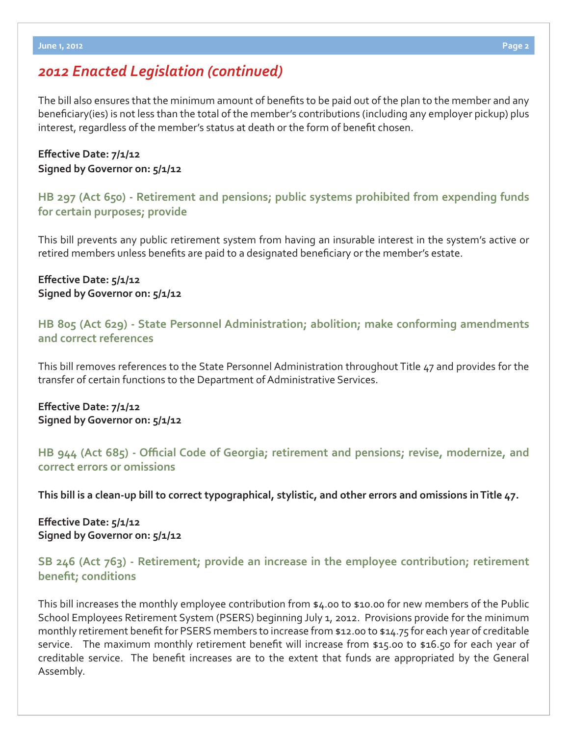## *2012 Enacted Legislation (continued)*

The bill also ensures that the minimum amount of benefits to be paid out of the plan to the member and any beneficiary(ies) is not less than the total of the member's contributions (including any employer pickup) plus interest, regardless of the member's status at death or the form of benefit chosen.

**Effective Date: 7/1/12**
**Signed by Governor on: 5/1/12**

### HB 297 (Act 650) - Retirement and pensions; public systems prohibited from expending funds for certain purposes; provide

This bill prevents any public retirement system from having an insurable interest in the system's active or retired members unless benefits are paid to a designated beneficiary or the member's estate.

**Effective Date: 5/1/12**
**Signed by Governor on: 5/1/12**

### HB 805 (Act 629) - State Personnel Administration; abolition; make conforming amendments and correct references

This bill removes references to the State Personnel Administration throughout Title 47 and provides for the transfer of certain functions to the Department of Administrative Services.

**Effective Date: 7/1/12**
**Signed by Governor on: 5/1/12**

### HB 944 (Act 685) - Official Code of Georgia; retirement and pensions; revise, modernize, and correct errors or omissions

**This bill is a clean-up bill to correct typographical, stylistic, and other errors and omissions in Title 47.**

**Effective Date: 5/1/12**
**Signed by Governor on: 5/1/12**

### SB 246 (Act 763) - Retirement; provide an increase in the employee contribution; retirement benefit; conditions

This bill increases the monthly employee contribution from $4.00 to $10.00 for new members of the Public School Employees Retirement System (PSERS) beginning July 1, 2012. Provisions provide for the minimum monthly retirement benefit for PSERS members to increase from $12.00 to $14.75 for each year of creditable service. The maximum monthly retirement benefit will increase from $15.00 to $16.50 for each year of creditable service. The benefit increases are to the extent that funds are appropriated by the General Assembly.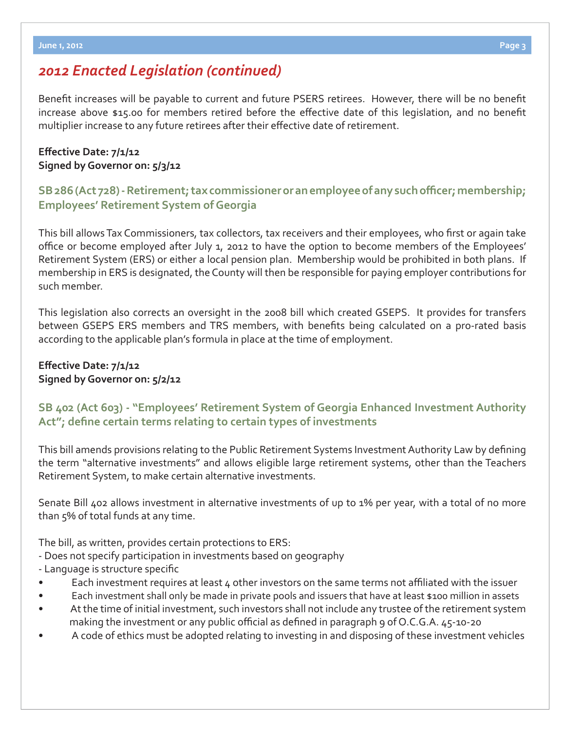## *2012 Enacted Legislation (continued)*

Benefit increases will be payable to current and future PSERS retirees. However, there will be no benefit increase above $15.00 for members retired before the effective date of this legislation, and no benefit multiplier increase to any future retirees after their effective date of retirement.

**Effective Date: 7/1/12**
**Signed by Governor on: 5/3/12**

### SB 286 (Act 728) - Retirement; tax commissioner or an employee of any such officer; membership; Employees' Retirement System of Georgia

This bill allows Tax Commissioners, tax collectors, tax receivers and their employees, who first or again take office or become employed after July 1, 2012 to have the option to become members of the Employees' Retirement System (ERS) or either a local pension plan. Membership would be prohibited in both plans. If membership in ERS is designated, the County will then be responsible for paying employer contributions for such member.

This legislation also corrects an oversight in the 2008 bill which created GSEPS. It provides for transfers between GSEPS ERS members and TRS members, with benefits being calculated on a pro-rated basis according to the applicable plan's formula in place at the time of employment.

**Effective Date: 7/1/12**
**Signed by Governor on: 5/2/12**

### SB 402 (Act 603) - "Employees' Retirement System of Georgia Enhanced Investment Authority Act"; define certain terms relating to certain types of investments

This bill amends provisions relating to the Public Retirement Systems Investment Authority Law by defining the term "alternative investments" and allows eligible large retirement systems, other than the Teachers Retirement System, to make certain alternative investments.

Senate Bill 402 allows investment in alternative investments of up to 1% per year, with a total of no more than 5% of total funds at any time.

The bill, as written, provides certain protections to ERS:

- Does not specify participation in investments based on geography
- Language is structure specific
  - Each investment requires at least 4 other investors on the same terms not affiliated with the issuer
  - Each investment shall only be made in private pools and issuers that have at least $100 million in assets
  - At the time of initial investment, such investors shall not include any trustee of the retirement system making the investment or any public official as defined in paragraph 9 of O.C.G.A. 45-10-20
  - A code of ethics must be adopted relating to investing in and disposing of these investment vehicles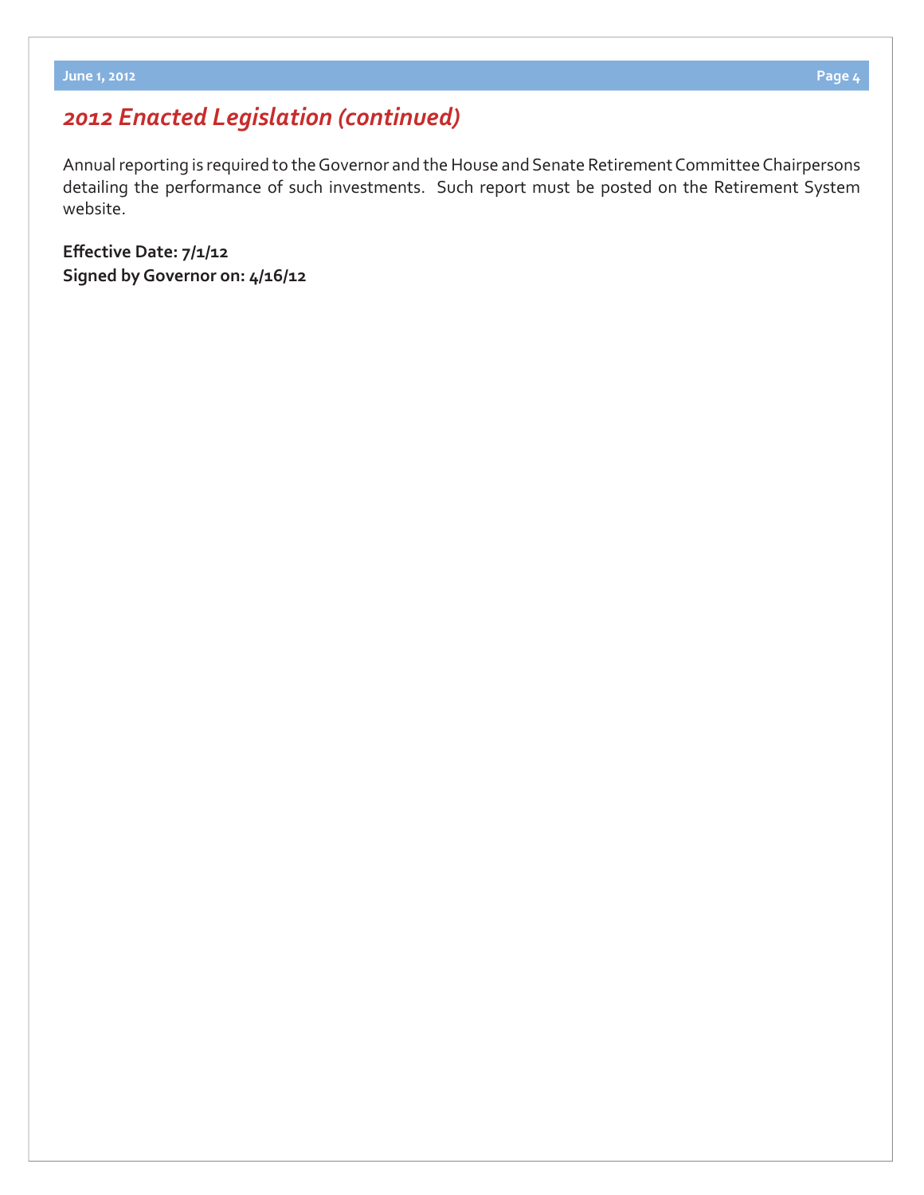## *2012 Enacted Legislation (continued)*

Annual reporting is required to the Governor and the House and Senate Retirement Committee Chairpersons detailing the performance of such investments. Such report must be posted on the Retirement System website.

**Effective Date: 7/1/12**
**Signed by Governor on: 4/16/12**